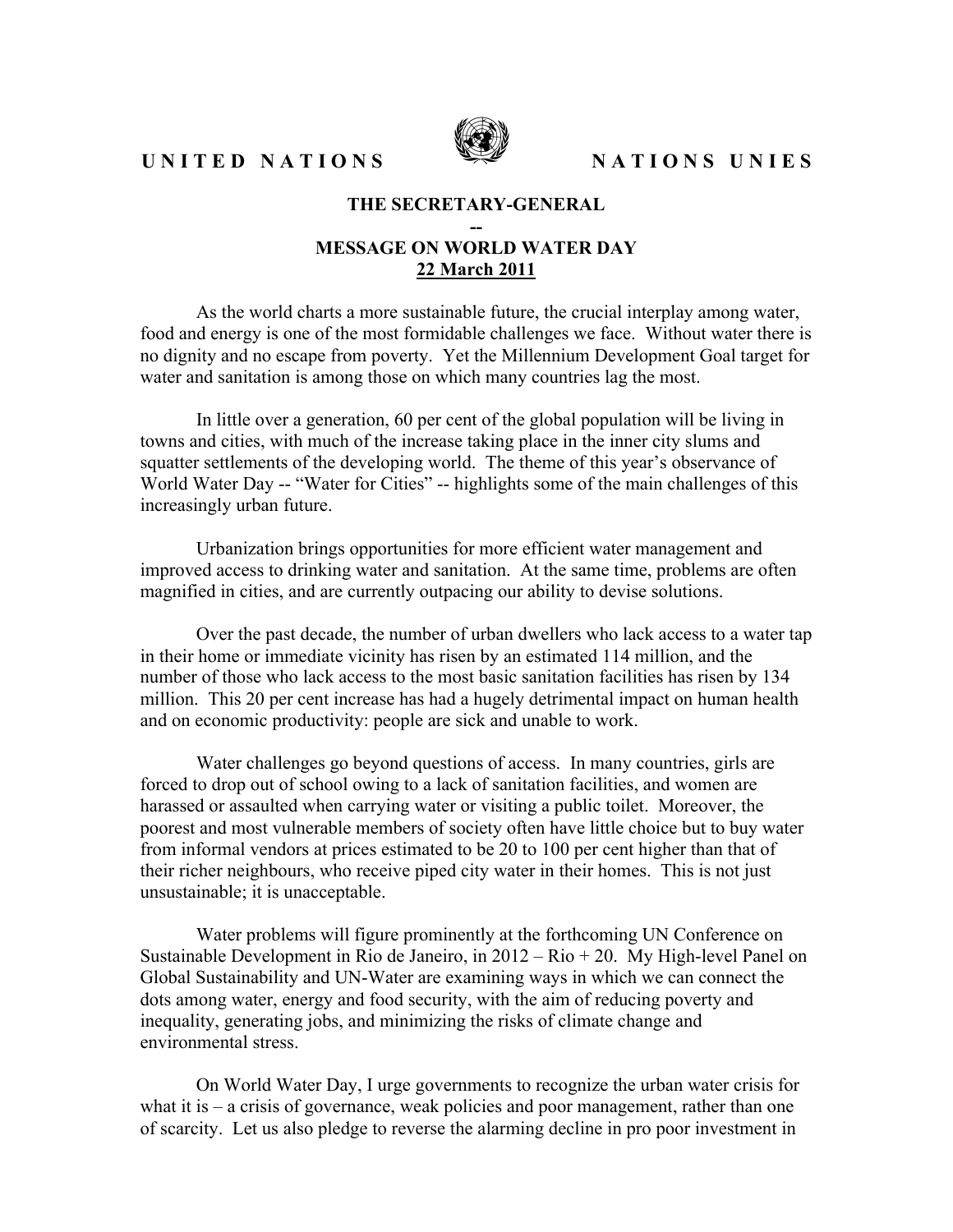UNITED NATIONS NATIONS UNIES

**THE SECRETARY-GENERAL**

**--**

**MESSAGE ON WORLD WATER DAY**

**22 March 2011**

As the world charts a more sustainable future, the crucial interplay among water, food and energy is one of the most formidable challenges we face. Without water there is no dignity and no escape from poverty. Yet the Millennium Development Goal target for water and sanitation is among those on which many countries lag the most.

In little over a generation, 60 per cent of the global population will be living in towns and cities, with much of the increase taking place in the inner city slums and squatter settlements of the developing world. The theme of this year's observance of World Water Day -- "Water for Cities" -- highlights some of the main challenges of this increasingly urban future.

Urbanization brings opportunities for more efficient water management and improved access to drinking water and sanitation. At the same time, problems are often magnified in cities, and are currently outpacing our ability to devise solutions.

Over the past decade, the number of urban dwellers who lack access to a water tap in their home or immediate vicinity has risen by an estimated 114 million, and the number of those who lack access to the most basic sanitation facilities has risen by 134 million. This 20 per cent increase has had a hugely detrimental impact on human health and on economic productivity: people are sick and unable to work.

Water challenges go beyond questions of access. In many countries, girls are forced to drop out of school owing to a lack of sanitation facilities, and women are harassed or assaulted when carrying water or visiting a public toilet. Moreover, the poorest and most vulnerable members of society often have little choice but to buy water from informal vendors at prices estimated to be 20 to 100 per cent higher than that of their richer neighbours, who receive piped city water in their homes. This is not just unsustainable; it is unacceptable.

Water problems will figure prominently at the forthcoming UN Conference on Sustainable Development in Rio de Janeiro, in 2012 – Rio + 20. My High-level Panel on Global Sustainability and UN-Water are examining ways in which we can connect the dots among water, energy and food security, with the aim of reducing poverty and inequality, generating jobs, and minimizing the risks of climate change and environmental stress.

On World Water Day, I urge governments to recognize the urban water crisis for what it is – a crisis of governance, weak policies and poor management, rather than one of scarcity. Let us also pledge to reverse the alarming decline in pro poor investment in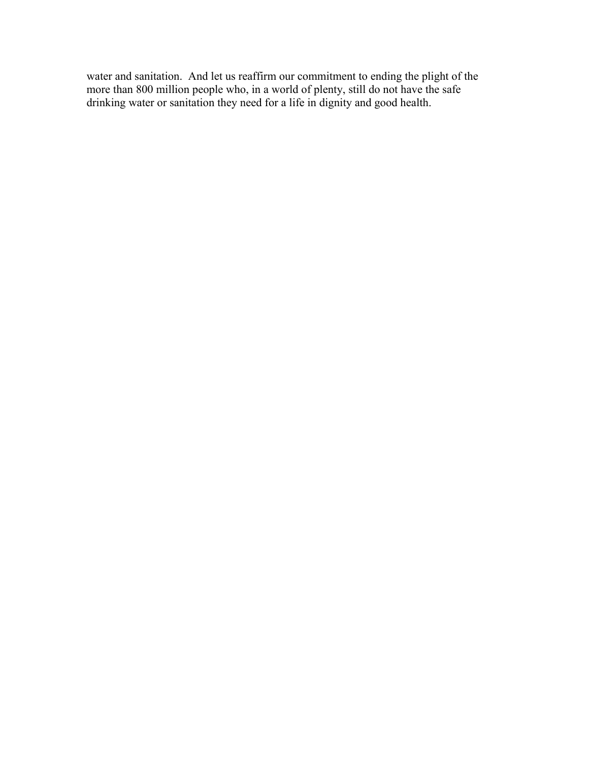water and sanitation. And let us reaffirm our commitment to ending the plight of the more than 800 million people who, in a world of plenty, still do not have the safe drinking water or sanitation they need for a life in dignity and good health.